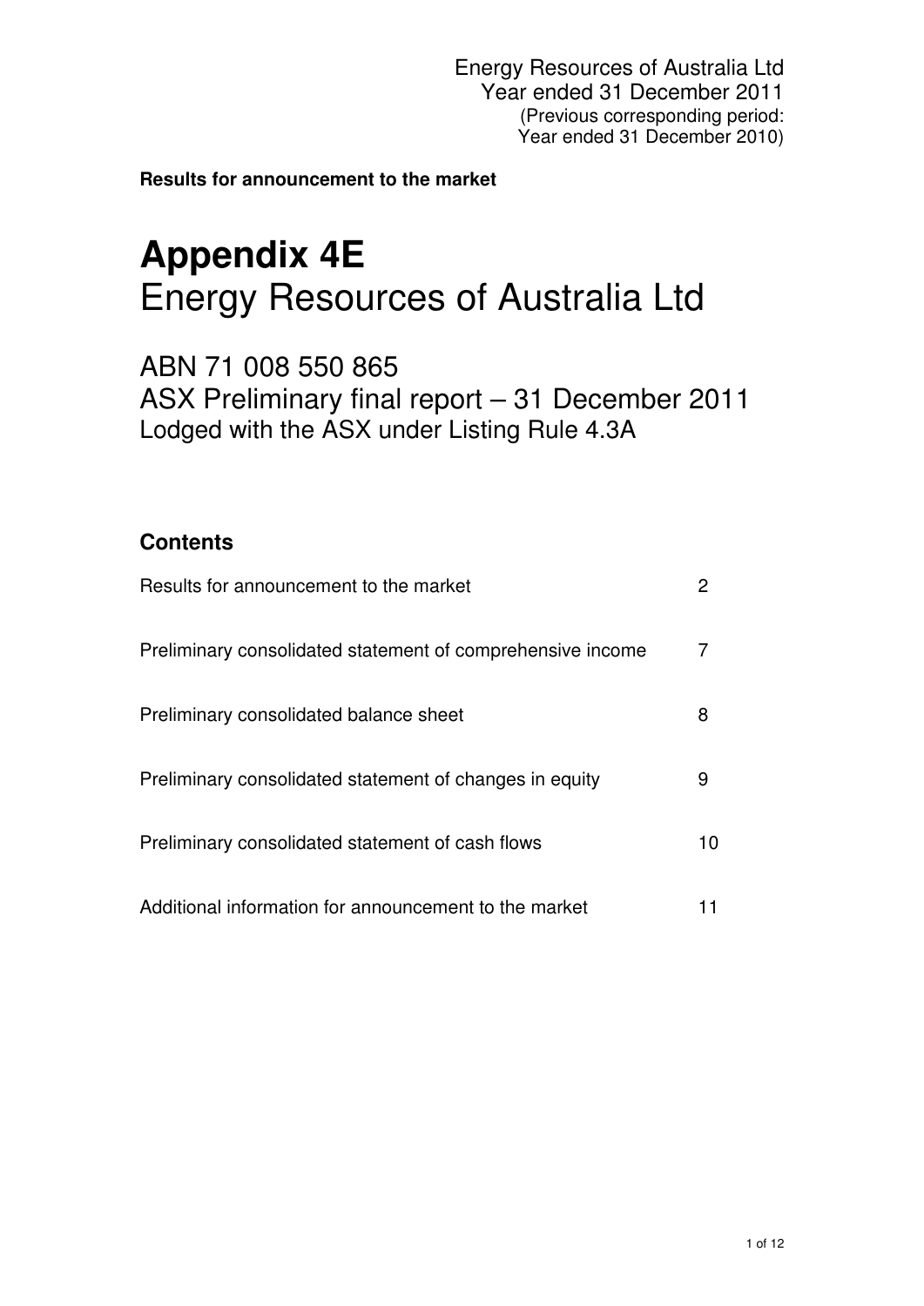Energy Resources of Australia Ltd
Year ended 31 December 2011
(Previous corresponding period:
Year ended 31 December 2010)

**Results for announcement to the market**

# Appendix 4E
# Energy Resources of Australia Ltd

## ABN 71 008 550 865
## ASX Preliminary final report – 31 December 2011
Lodged with the ASX under Listing Rule 4.3A

### Contents

| | |
|---|---|
| Results for announcement to the market | 2 |
| Preliminary consolidated statement of comprehensive income | 7 |
| Preliminary consolidated balance sheet | 8 |
| Preliminary consolidated statement of changes in equity | 9 |
| Preliminary consolidated statement of cash flows | 10 |
| Additional information for announcement to the market | 11 |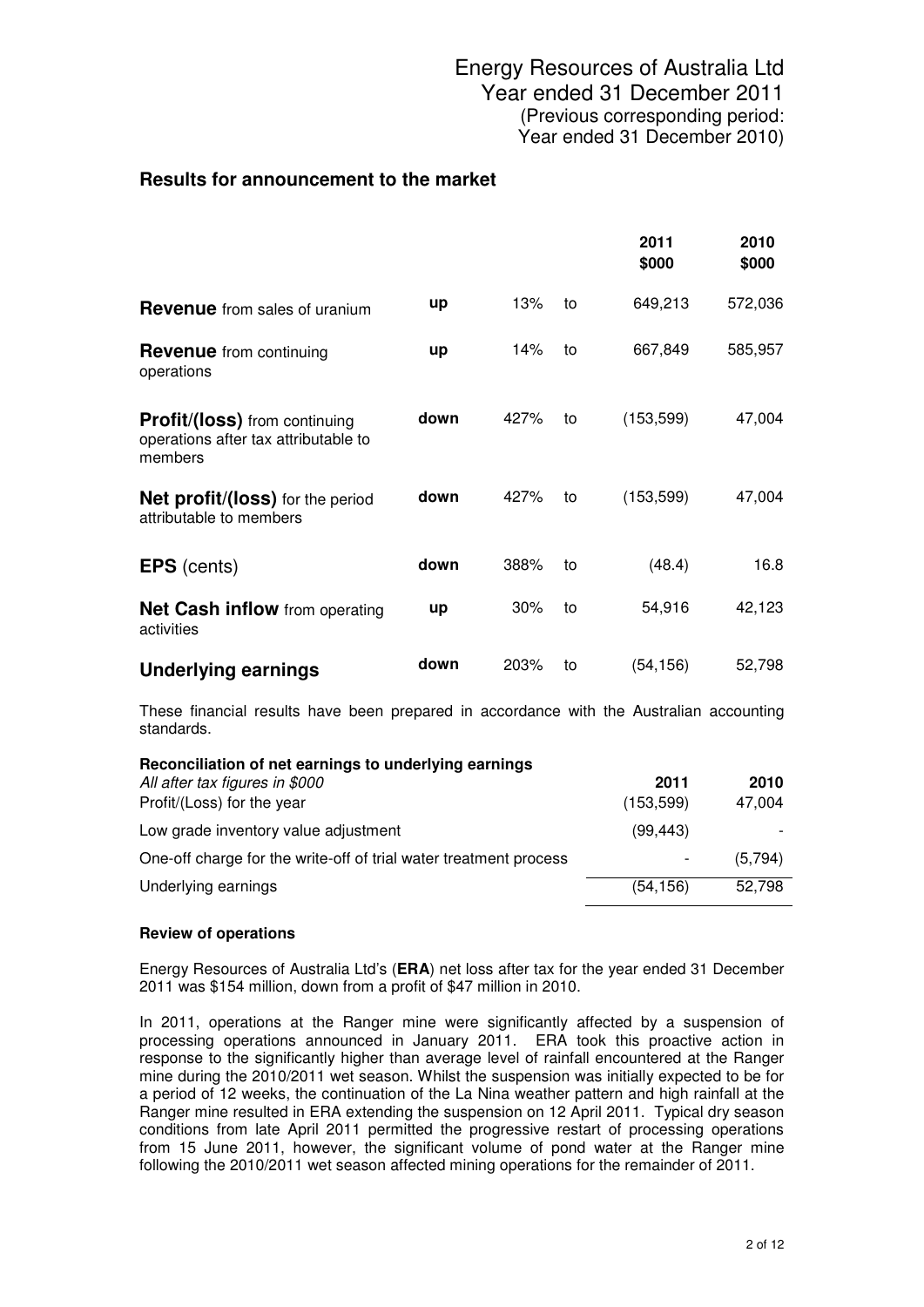Energy Resources of Australia Ltd
Year ended 31 December 2011
(Previous corresponding period:
Year ended 31 December 2010)

## Results for announcement to the market

| | | | | 2011 $000 | 2010 $000 |
|---|---|---|---|---|---|
| **Revenue** from sales of uranium | up | 13% | to | 649,213 | 572,036 |
| **Revenue** from continuing operations | up | 14% | to | 667,849 | 585,957 |
| **Profit/(loss)** from continuing operations after tax attributable to members | down | 427% | to | (153,599) | 47,004 |
| **Net profit/(loss)** for the period attributable to members | down | 427% | to | (153,599) | 47,004 |
| **EPS** (cents) | down | 388% | to | (48.4) | 16.8 |
| **Net Cash inflow** from operating activities | up | 30% | to | 54,916 | 42,123 |
| **Underlying earnings** | down | 203% | to | (54,156) | 52,798 |

These financial results have been prepared in accordance with the Australian accounting standards.

**Reconciliation of net earnings to underlying earnings**

| *All after tax figures in $000* | 2011 | 2010 |
|---|---|---|
| Profit/(Loss) for the year | (153,599) | 47,004 |
| Low grade inventory value adjustment | (99,443) | - |
| One-off charge for the write-off of trial water treatment process | - | (5,794) |
| Underlying earnings | (54,156) | 52,798 |

**Review of operations**

Energy Resources of Australia Ltd's (**ERA**) net loss after tax for the year ended 31 December 2011 was $154 million, down from a profit of $47 million in 2010.

In 2011, operations at the Ranger mine were significantly affected by a suspension of processing operations announced in January 2011. ERA took this proactive action in response to the significantly higher than average level of rainfall encountered at the Ranger mine during the 2010/2011 wet season. Whilst the suspension was initially expected to be for a period of 12 weeks, the continuation of the La Nina weather pattern and high rainfall at the Ranger mine resulted in ERA extending the suspension on 12 April 2011. Typical dry season conditions from late April 2011 permitted the progressive restart of processing operations from 15 June 2011, however, the significant volume of pond water at the Ranger mine following the 2010/2011 wet season affected mining operations for the remainder of 2011.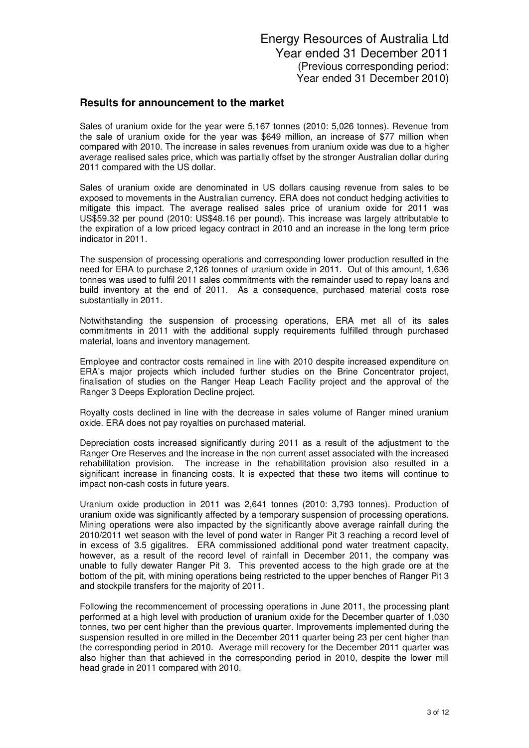Energy Resources of Australia Ltd
Year ended 31 December 2011
(Previous corresponding period:
Year ended 31 December 2010)

## Results for announcement to the market

Sales of uranium oxide for the year were 5,167 tonnes (2010: 5,026 tonnes). Revenue from the sale of uranium oxide for the year was $649 million, an increase of $77 million when compared with 2010. The increase in sales revenues from uranium oxide was due to a higher average realised sales price, which was partially offset by the stronger Australian dollar during 2011 compared with the US dollar.

Sales of uranium oxide are denominated in US dollars causing revenue from sales to be exposed to movements in the Australian currency. ERA does not conduct hedging activities to mitigate this impact. The average realised sales price of uranium oxide for 2011 was US$59.32 per pound (2010: US$48.16 per pound). This increase was largely attributable to the expiration of a low priced legacy contract in 2010 and an increase in the long term price indicator in 2011.

The suspension of processing operations and corresponding lower production resulted in the need for ERA to purchase 2,126 tonnes of uranium oxide in 2011. Out of this amount, 1,636 tonnes was used to fulfil 2011 sales commitments with the remainder used to repay loans and build inventory at the end of 2011. As a consequence, purchased material costs rose substantially in 2011.

Notwithstanding the suspension of processing operations, ERA met all of its sales commitments in 2011 with the additional supply requirements fulfilled through purchased material, loans and inventory management.

Employee and contractor costs remained in line with 2010 despite increased expenditure on ERA's major projects which included further studies on the Brine Concentrator project, finalisation of studies on the Ranger Heap Leach Facility project and the approval of the Ranger 3 Deeps Exploration Decline project.

Royalty costs declined in line with the decrease in sales volume of Ranger mined uranium oxide. ERA does not pay royalties on purchased material.

Depreciation costs increased significantly during 2011 as a result of the adjustment to the Ranger Ore Reserves and the increase in the non current asset associated with the increased rehabilitation provision. The increase in the rehabilitation provision also resulted in a significant increase in financing costs. It is expected that these two items will continue to impact non-cash costs in future years.

Uranium oxide production in 2011 was 2,641 tonnes (2010: 3,793 tonnes). Production of uranium oxide was significantly affected by a temporary suspension of processing operations. Mining operations were also impacted by the significantly above average rainfall during the 2010/2011 wet season with the level of pond water in Ranger Pit 3 reaching a record level of in excess of 3.5 gigalitres. ERA commissioned additional pond water treatment capacity, however, as a result of the record level of rainfall in December 2011, the company was unable to fully dewater Ranger Pit 3. This prevented access to the high grade ore at the bottom of the pit, with mining operations being restricted to the upper benches of Ranger Pit 3 and stockpile transfers for the majority of 2011.

Following the recommencement of processing operations in June 2011, the processing plant performed at a high level with production of uranium oxide for the December quarter of 1,030 tonnes, two per cent higher than the previous quarter. Improvements implemented during the suspension resulted in ore milled in the December 2011 quarter being 23 per cent higher than the corresponding period in 2010. Average mill recovery for the December 2011 quarter was also higher than that achieved in the corresponding period in 2010, despite the lower mill head grade in 2011 compared with 2010.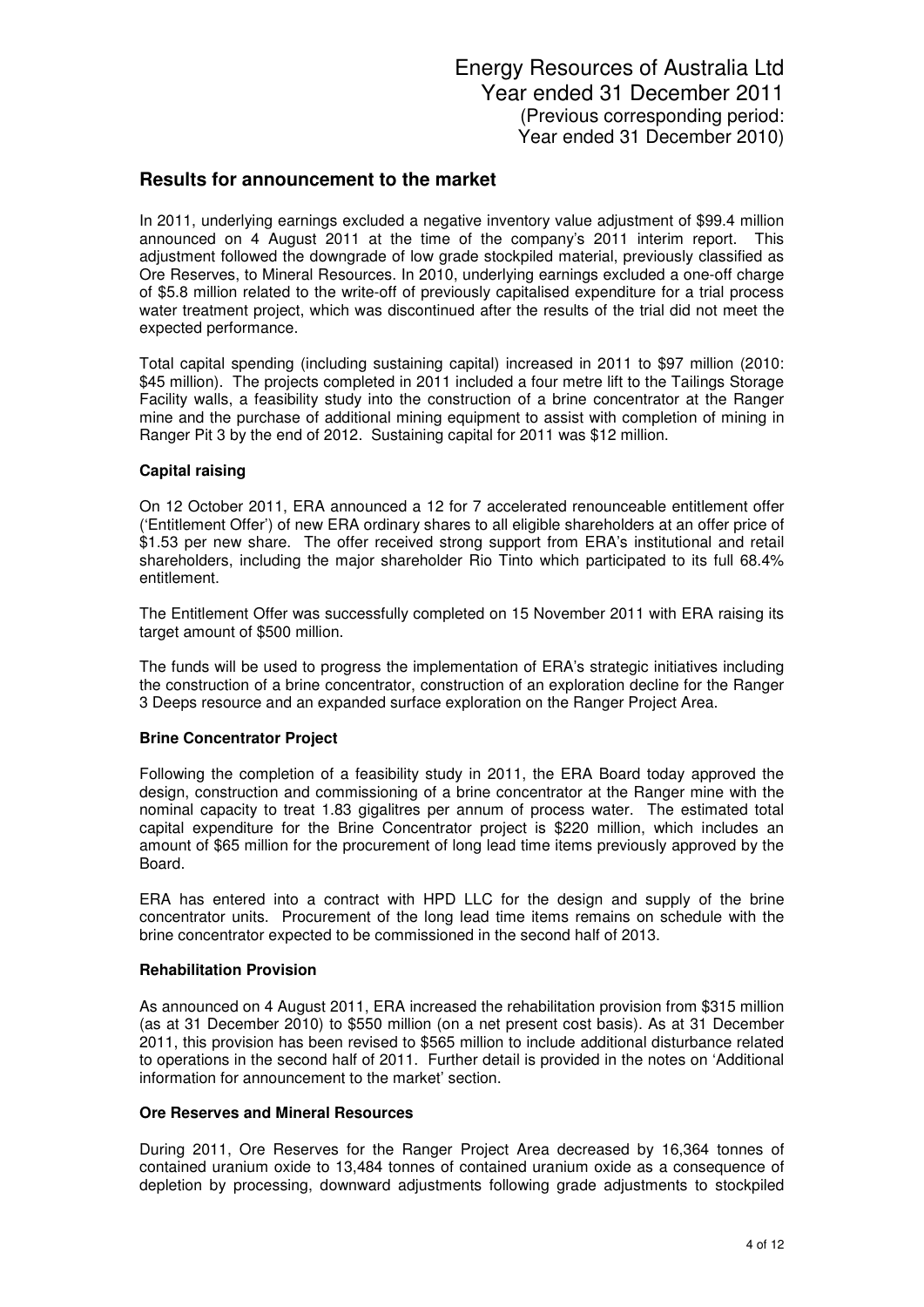Energy Resources of Australia Ltd
Year ended 31 December 2011
(Previous corresponding period:
Year ended 31 December 2010)

## Results for announcement to the market

In 2011, underlying earnings excluded a negative inventory value adjustment of $99.4 million announced on 4 August 2011 at the time of the company's 2011 interim report. This adjustment followed the downgrade of low grade stockpiled material, previously classified as Ore Reserves, to Mineral Resources. In 2010, underlying earnings excluded a one-off charge of $5.8 million related to the write-off of previously capitalised expenditure for a trial process water treatment project, which was discontinued after the results of the trial did not meet the expected performance.

Total capital spending (including sustaining capital) increased in 2011 to $97 million (2010: $45 million). The projects completed in 2011 included a four metre lift to the Tailings Storage Facility walls, a feasibility study into the construction of a brine concentrator at the Ranger mine and the purchase of additional mining equipment to assist with completion of mining in Ranger Pit 3 by the end of 2012. Sustaining capital for 2011 was $12 million.

### Capital raising

On 12 October 2011, ERA announced a 12 for 7 accelerated renounceable entitlement offer ('Entitlement Offer') of new ERA ordinary shares to all eligible shareholders at an offer price of $1.53 per new share. The offer received strong support from ERA's institutional and retail shareholders, including the major shareholder Rio Tinto which participated to its full 68.4% entitlement.

The Entitlement Offer was successfully completed on 15 November 2011 with ERA raising its target amount of $500 million.

The funds will be used to progress the implementation of ERA's strategic initiatives including the construction of a brine concentrator, construction of an exploration decline for the Ranger 3 Deeps resource and an expanded surface exploration on the Ranger Project Area.

### Brine Concentrator Project

Following the completion of a feasibility study in 2011, the ERA Board today approved the design, construction and commissioning of a brine concentrator at the Ranger mine with the nominal capacity to treat 1.83 gigalitres per annum of process water. The estimated total capital expenditure for the Brine Concentrator project is $220 million, which includes an amount of $65 million for the procurement of long lead time items previously approved by the Board.

ERA has entered into a contract with HPD LLC for the design and supply of the brine concentrator units. Procurement of the long lead time items remains on schedule with the brine concentrator expected to be commissioned in the second half of 2013.

### Rehabilitation Provision

As announced on 4 August 2011, ERA increased the rehabilitation provision from $315 million (as at 31 December 2010) to $550 million (on a net present cost basis). As at 31 December 2011, this provision has been revised to $565 million to include additional disturbance related to operations in the second half of 2011. Further detail is provided in the notes on 'Additional information for announcement to the market' section.

### Ore Reserves and Mineral Resources

During 2011, Ore Reserves for the Ranger Project Area decreased by 16,364 tonnes of contained uranium oxide to 13,484 tonnes of contained uranium oxide as a consequence of depletion by processing, downward adjustments following grade adjustments to stockpiled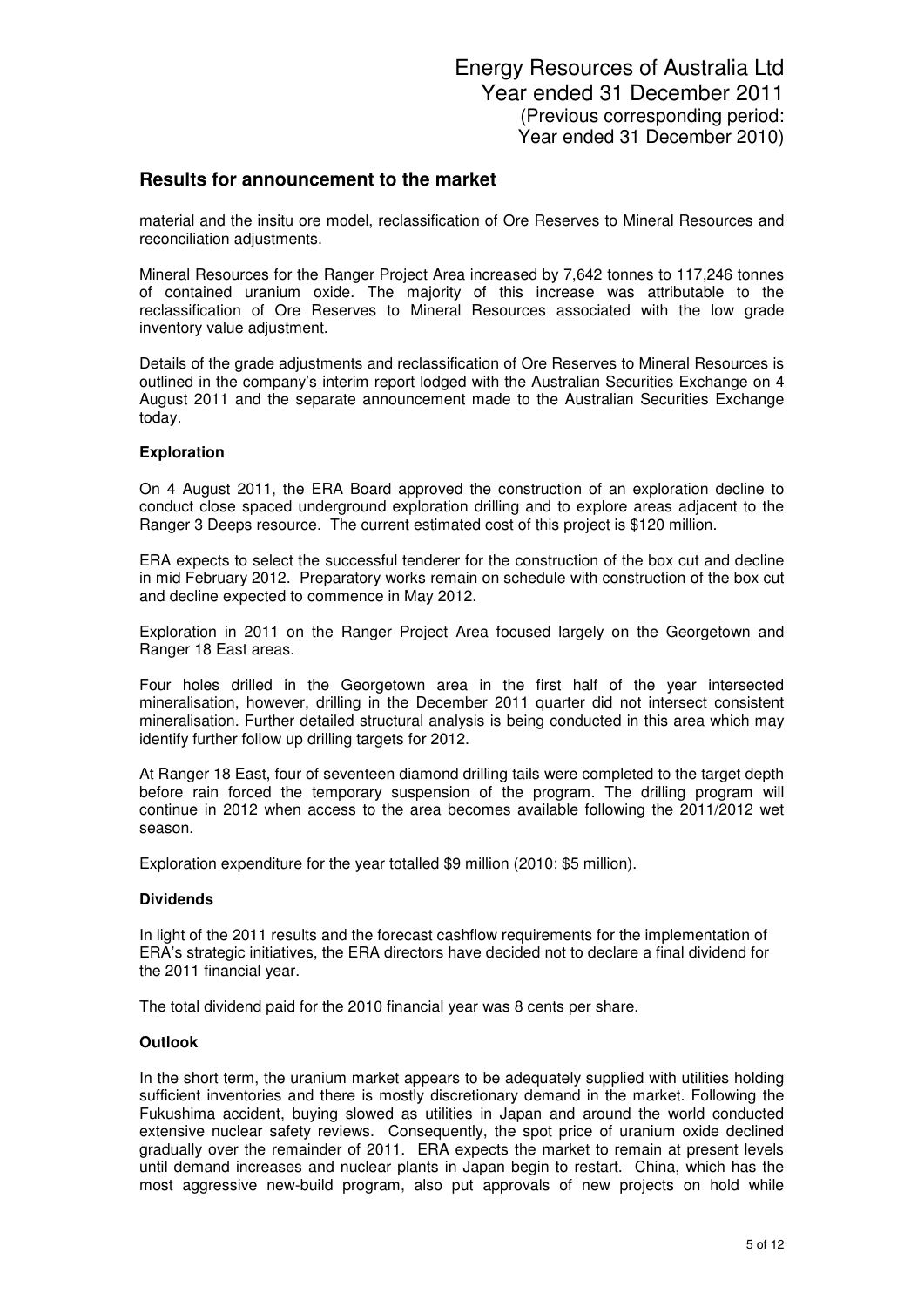## Results for announcement to the market

material and the insitu ore model, reclassification of Ore Reserves to Mineral Resources and reconciliation adjustments.

Mineral Resources for the Ranger Project Area increased by 7,642 tonnes to 117,246 tonnes of contained uranium oxide. The majority of this increase was attributable to the reclassification of Ore Reserves to Mineral Resources associated with the low grade inventory value adjustment.

Details of the grade adjustments and reclassification of Ore Reserves to Mineral Resources is outlined in the company's interim report lodged with the Australian Securities Exchange on 4 August 2011 and the separate announcement made to the Australian Securities Exchange today.

**Exploration**

On 4 August 2011, the ERA Board approved the construction of an exploration decline to conduct close spaced underground exploration drilling and to explore areas adjacent to the Ranger 3 Deeps resource. The current estimated cost of this project is $120 million.

ERA expects to select the successful tenderer for the construction of the box cut and decline in mid February 2012. Preparatory works remain on schedule with construction of the box cut and decline expected to commence in May 2012.

Exploration in 2011 on the Ranger Project Area focused largely on the Georgetown and Ranger 18 East areas.

Four holes drilled in the Georgetown area in the first half of the year intersected mineralisation, however, drilling in the December 2011 quarter did not intersect consistent mineralisation. Further detailed structural analysis is being conducted in this area which may identify further follow up drilling targets for 2012.

At Ranger 18 East, four of seventeen diamond drilling tails were completed to the target depth before rain forced the temporary suspension of the program. The drilling program will continue in 2012 when access to the area becomes available following the 2011/2012 wet season.

Exploration expenditure for the year totalled $9 million (2010: $5 million).

**Dividends**

In light of the 2011 results and the forecast cashflow requirements for the implementation of ERA's strategic initiatives, the ERA directors have decided not to declare a final dividend for the 2011 financial year.

The total dividend paid for the 2010 financial year was 8 cents per share.

**Outlook**

In the short term, the uranium market appears to be adequately supplied with utilities holding sufficient inventories and there is mostly discretionary demand in the market. Following the Fukushima accident, buying slowed as utilities in Japan and around the world conducted extensive nuclear safety reviews. Consequently, the spot price of uranium oxide declined gradually over the remainder of 2011. ERA expects the market to remain at present levels until demand increases and nuclear plants in Japan begin to restart. China, which has the most aggressive new-build program, also put approvals of new projects on hold while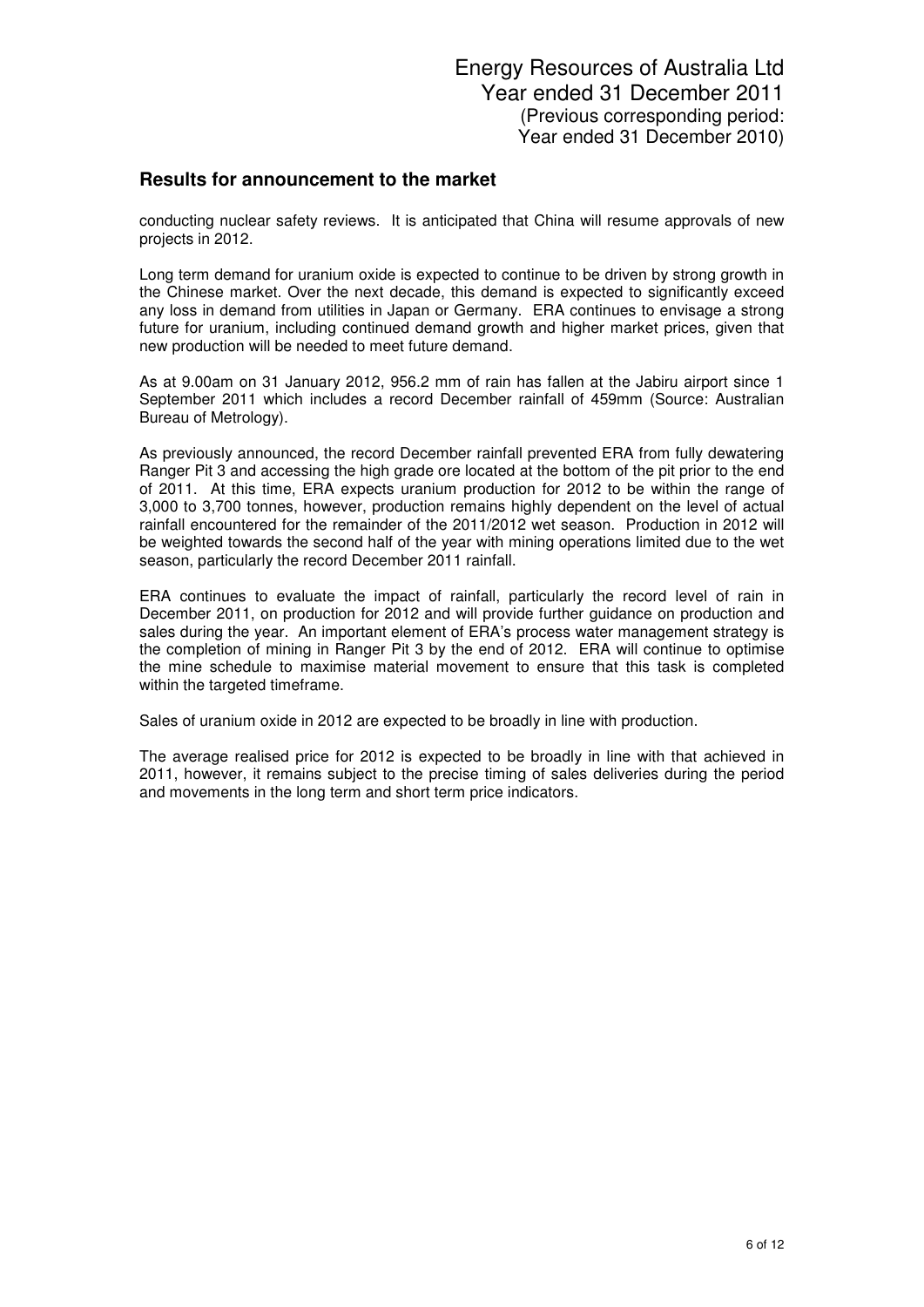## Results for announcement to the market

conducting nuclear safety reviews. It is anticipated that China will resume approvals of new projects in 2012.

Long term demand for uranium oxide is expected to continue to be driven by strong growth in the Chinese market. Over the next decade, this demand is expected to significantly exceed any loss in demand from utilities in Japan or Germany. ERA continues to envisage a strong future for uranium, including continued demand growth and higher market prices, given that new production will be needed to meet future demand.

As at 9.00am on 31 January 2012, 956.2 mm of rain has fallen at the Jabiru airport since 1 September 2011 which includes a record December rainfall of 459mm (Source: Australian Bureau of Metrology).

As previously announced, the record December rainfall prevented ERA from fully dewatering Ranger Pit 3 and accessing the high grade ore located at the bottom of the pit prior to the end of 2011. At this time, ERA expects uranium production for 2012 to be within the range of 3,000 to 3,700 tonnes, however, production remains highly dependent on the level of actual rainfall encountered for the remainder of the 2011/2012 wet season. Production in 2012 will be weighted towards the second half of the year with mining operations limited due to the wet season, particularly the record December 2011 rainfall.

ERA continues to evaluate the impact of rainfall, particularly the record level of rain in December 2011, on production for 2012 and will provide further guidance on production and sales during the year. An important element of ERA's process water management strategy is the completion of mining in Ranger Pit 3 by the end of 2012. ERA will continue to optimise the mine schedule to maximise material movement to ensure that this task is completed within the targeted timeframe.

Sales of uranium oxide in 2012 are expected to be broadly in line with production.

The average realised price for 2012 is expected to be broadly in line with that achieved in 2011, however, it remains subject to the precise timing of sales deliveries during the period and movements in the long term and short term price indicators.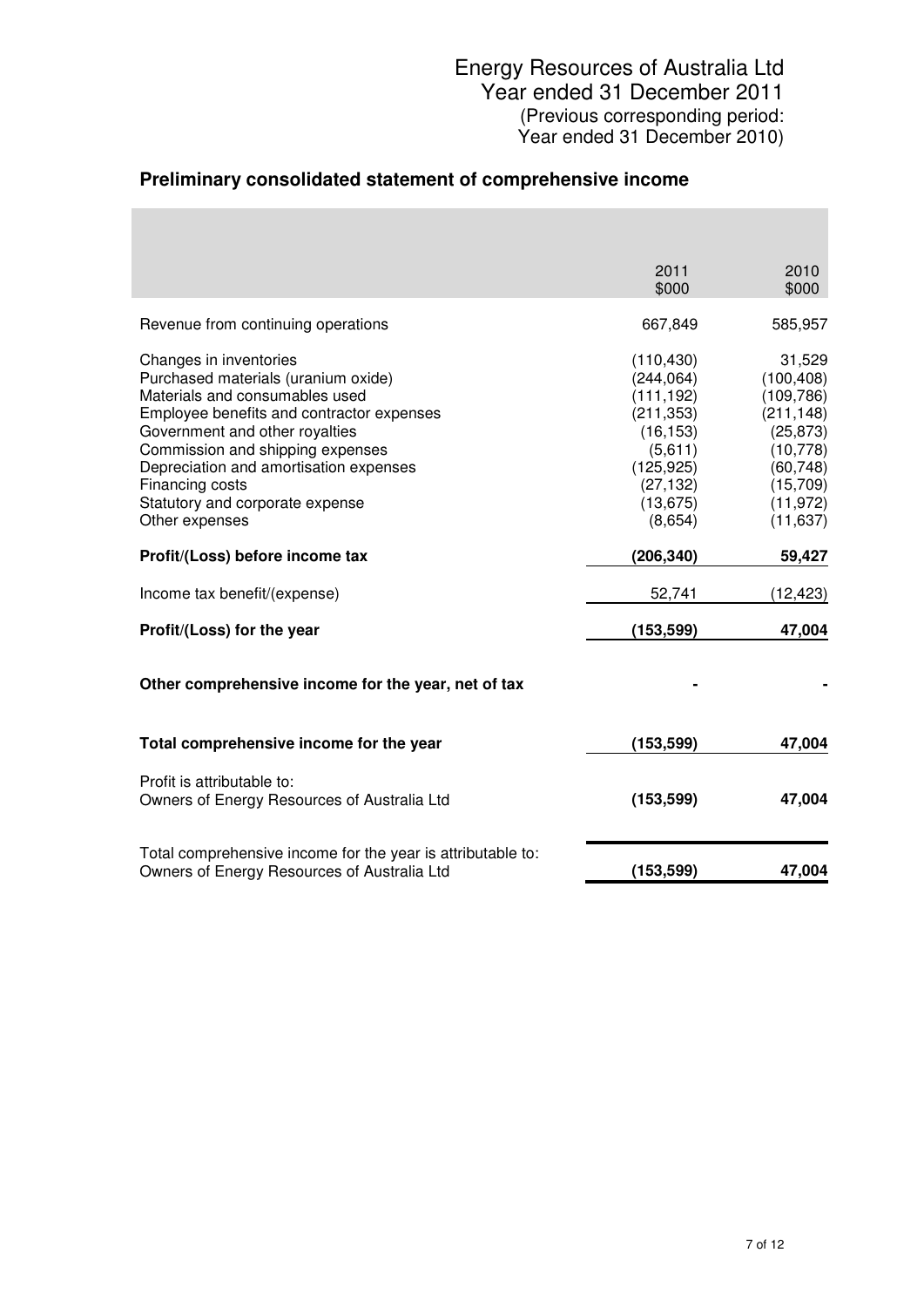Energy Resources of Australia Ltd
Year ended 31 December 2011
(Previous corresponding period:
Year ended 31 December 2010)

## Preliminary consolidated statement of comprehensive income

| | 2011 $000 | 2010 $000 |
|---|---|---|
| Revenue from continuing operations | 667,849 | 585,957 |
| Changes in inventories | (110,430) | 31,529 |
| Purchased materials (uranium oxide) | (244,064) | (100,408) |
| Materials and consumables used | (111,192) | (109,786) |
| Employee benefits and contractor expenses | (211,353) | (211,148) |
| Government and other royalties | (16,153) | (25,873) |
| Commission and shipping expenses | (5,611) | (10,778) |
| Depreciation and amortisation expenses | (125,925) | (60,748) |
| Financing costs | (27,132) | (15,709) |
| Statutory and corporate expense | (13,675) | (11,972) |
| Other expenses | (8,654) | (11,637) |
| **Profit/(Loss) before income tax** | **(206,340)** | **59,427** |
| Income tax benefit/(expense) | 52,741 | (12,423) |
| **Profit/(Loss) for the year** | **(153,599)** | **47,004** |
| **Other comprehensive income for the year, net of tax** | **-** | **-** |
| **Total comprehensive income for the year** | **(153,599)** | **47,004** |
| Profit is attributable to: | | |
| Owners of Energy Resources of Australia Ltd | **(153,599)** | **47,004** |
| Total comprehensive income for the year is attributable to: | | |
| Owners of Energy Resources of Australia Ltd | **(153,599)** | **47,004** |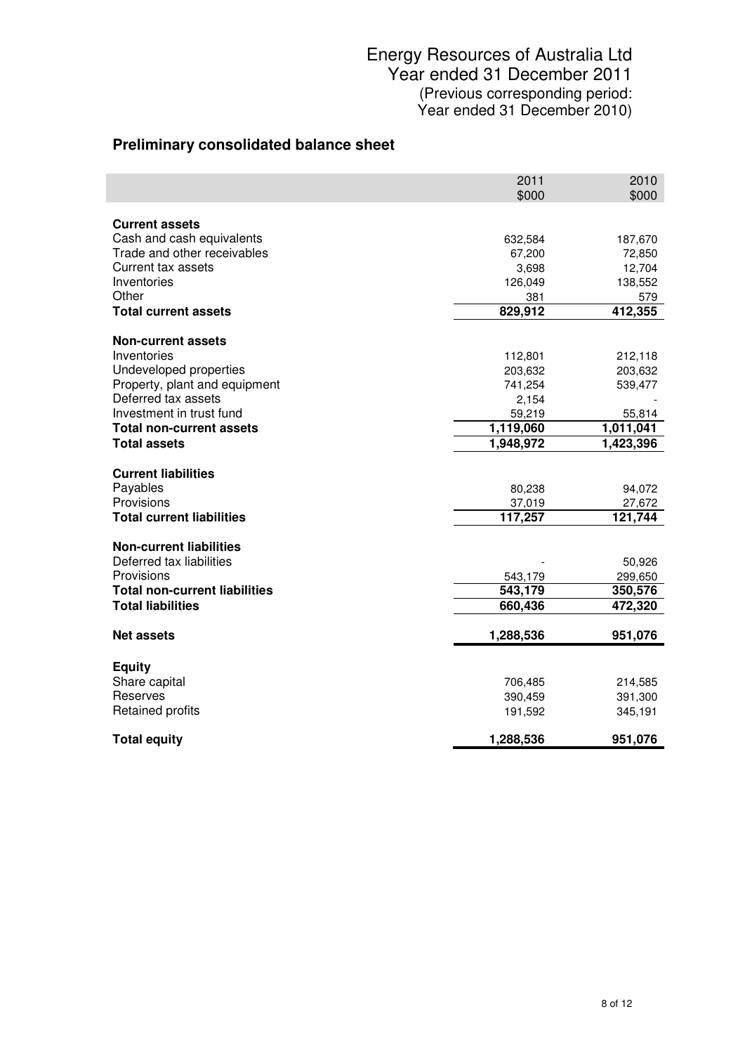Energy Resources of Australia Ltd
Year ended 31 December 2011
(Previous corresponding period:
Year ended 31 December 2010)

## Preliminary consolidated balance sheet

| | 2011<br>$000 | 2010<br>$000 |
|---|---|---|
| **Current assets** | | |
| Cash and cash equivalents | 632,584 | 187,670 |
| Trade and other receivables | 67,200 | 72,850 |
| Current tax assets | 3,698 | 12,704 |
| Inventories | 126,049 | 138,552 |
| Other | 381 | 579 |
| **Total current assets** | **829,912** | **412,355** |
| **Non-current assets** | | |
| Inventories | 112,801 | 212,118 |
| Undeveloped properties | 203,632 | 203,632 |
| Property, plant and equipment | 741,254 | 539,477 |
| Deferred tax assets | 2,154 | - |
| Investment in trust fund | 59,219 | 55,814 |
| **Total non-current assets** | **1,119,060** | **1,011,041** |
| **Total assets** | **1,948,972** | **1,423,396** |
| **Current liabilities** | | |
| Payables | 80,238 | 94,072 |
| Provisions | 37,019 | 27,672 |
| **Total current liabilities** | **117,257** | **121,744** |
| **Non-current liabilities** | | |
| Deferred tax liabilities | - | 50,926 |
| Provisions | 543,179 | 299,650 |
| **Total non-current liabilities** | **543,179** | **350,576** |
| **Total liabilities** | **660,436** | **472,320** |
| **Net assets** | **1,288,536** | **951,076** |
| **Equity** | | |
| Share capital | 706,485 | 214,585 |
| Reserves | 390,459 | 391,300 |
| Retained profits | 191,592 | 345,191 |
| **Total equity** | **1,288,536** | **951,076** |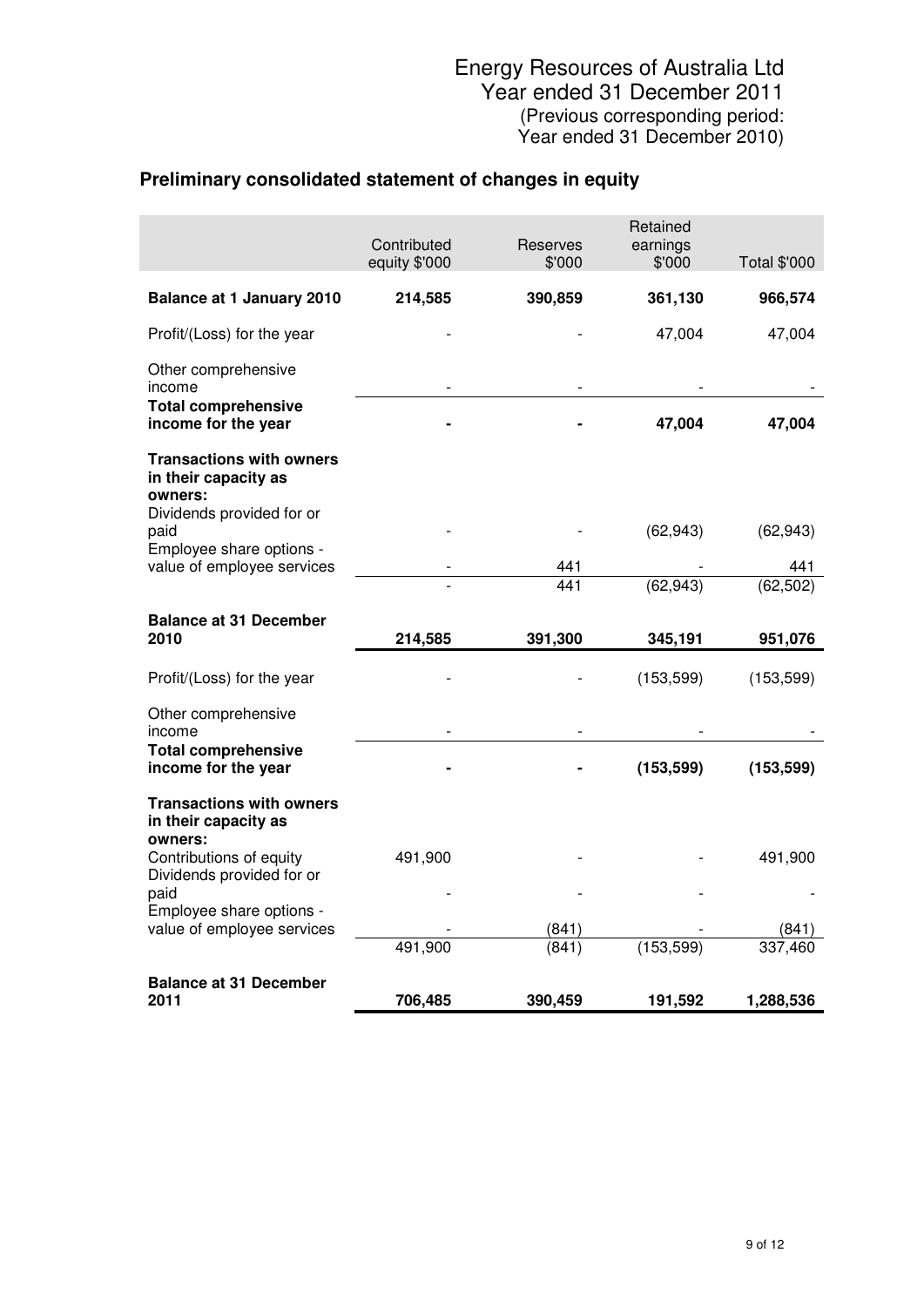Energy Resources of Australia Ltd
Year ended 31 December 2011
(Previous corresponding period:
Year ended 31 December 2010)

## Preliminary consolidated statement of changes in equity

| | Contributed equity \$'000 | Reserves \$'000 | Retained earnings \$'000 | Total \$'000 |
|---|---|---|---|---|
| **Balance at 1 January 2010** | **214,585** | **390,859** | **361,130** | **966,574** |
| Profit/(Loss) for the year | - | - | 47,004 | 47,004 |
| Other comprehensive income | - | - | - | - |
| **Total comprehensive income for the year** | **-** | **-** | **47,004** | **47,004** |
| **Transactions with owners in their capacity as owners:** | | | | |
| Dividends provided for or paid | - | - | (62,943) | (62,943) |
| Employee share options - value of employee services | - | 441 | - | 441 |
| | - | 441 | (62,943) | (62,502) |
| **Balance at 31 December 2010** | **214,585** | **391,300** | **345,191** | **951,076** |
| Profit/(Loss) for the year | - | - | (153,599) | (153,599) |
| Other comprehensive income | - | - | - | - |
| **Total comprehensive income for the year** | **-** | **-** | **(153,599)** | **(153,599)** |
| **Transactions with owners in their capacity as owners:** | | | | |
| Contributions of equity | 491,900 | - | - | 491,900 |
| Dividends provided for or paid | - | - | - | - |
| Employee share options - value of employee services | - | (841) | - | (841) |
| | 491,900 | (841) | (153,599) | 337,460 |
| **Balance at 31 December 2011** | **706,485** | **390,459** | **191,592** | **1,288,536** |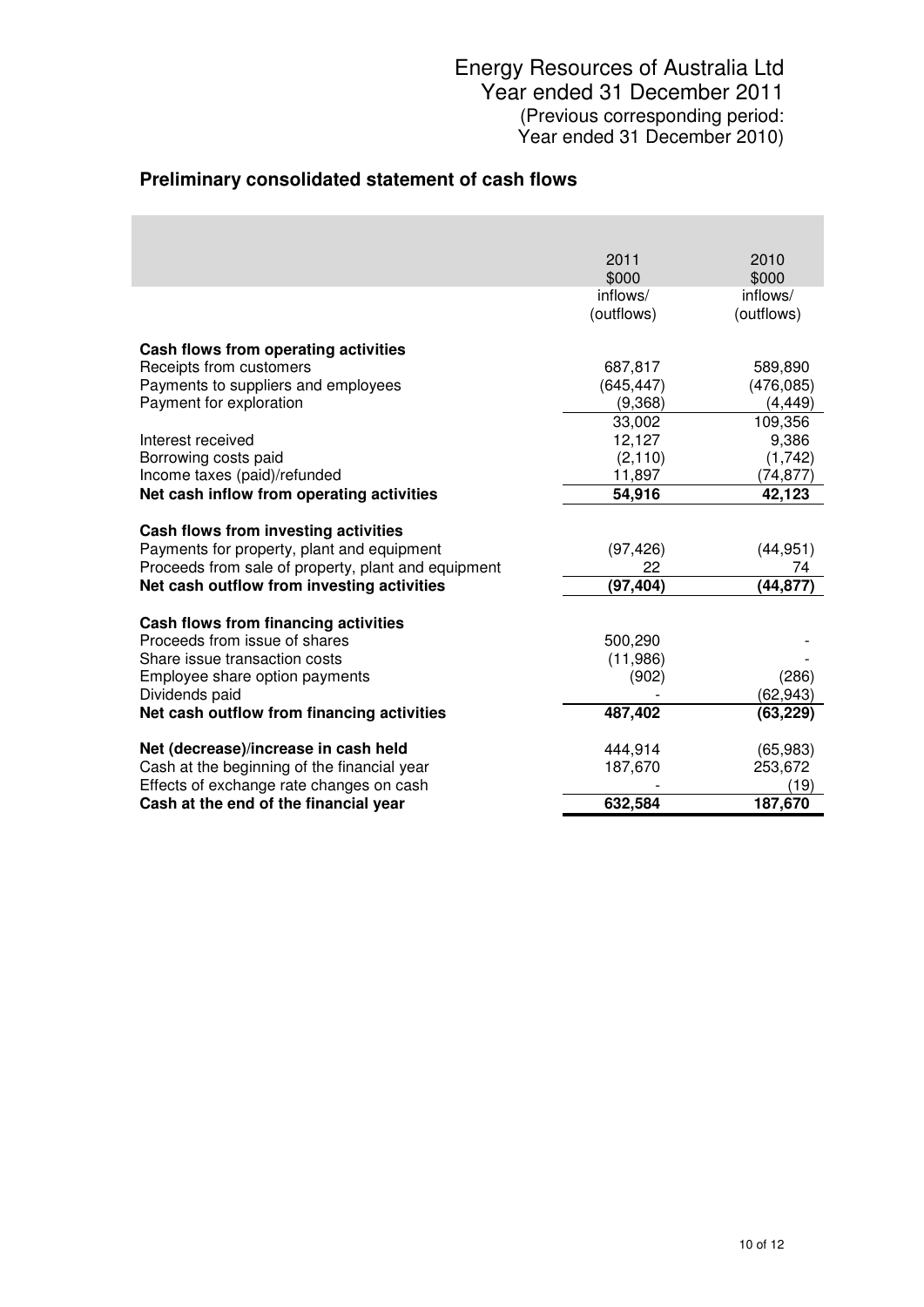Energy Resources of Australia Ltd
Year ended 31 December 2011
(Previous corresponding period:
Year ended 31 December 2010)

## Preliminary consolidated statement of cash flows

| | 2011<br>$000<br>inflows/<br>(outflows) | 2010<br>$000<br>inflows/<br>(outflows) |
|---|---|---|
| **Cash flows from operating activities** | | |
| Receipts from customers | 687,817 | 589,890 |
| Payments to suppliers and employees | (645,447) | (476,085) |
| Payment for exploration | (9,368) | (4,449) |
| | 33,002 | 109,356 |
| Interest received | 12,127 | 9,386 |
| Borrowing costs paid | (2,110) | (1,742) |
| Income taxes (paid)/refunded | 11,897 | (74,877) |
| **Net cash inflow from operating activities** | **54,916** | **42,123** |
| **Cash flows from investing activities** | | |
| Payments for property, plant and equipment | (97,426) | (44,951) |
| Proceeds from sale of property, plant and equipment | 22 | 74 |
| **Net cash outflow from investing activities** | **(97,404)** | **(44,877)** |
| **Cash flows from financing activities** | | |
| Proceeds from issue of shares | 500,290 | - |
| Share issue transaction costs | (11,986) | - |
| Employee share option payments | (902) | (286) |
| Dividends paid | - | (62,943) |
| **Net cash outflow from financing activities** | **487,402** | **(63,229)** |
| **Net (decrease)/increase in cash held** | 444,914 | (65,983) |
| Cash at the beginning of the financial year | 187,670 | 253,672 |
| Effects of exchange rate changes on cash | - | (19) |
| **Cash at the end of the financial year** | **632,584** | **187,670** |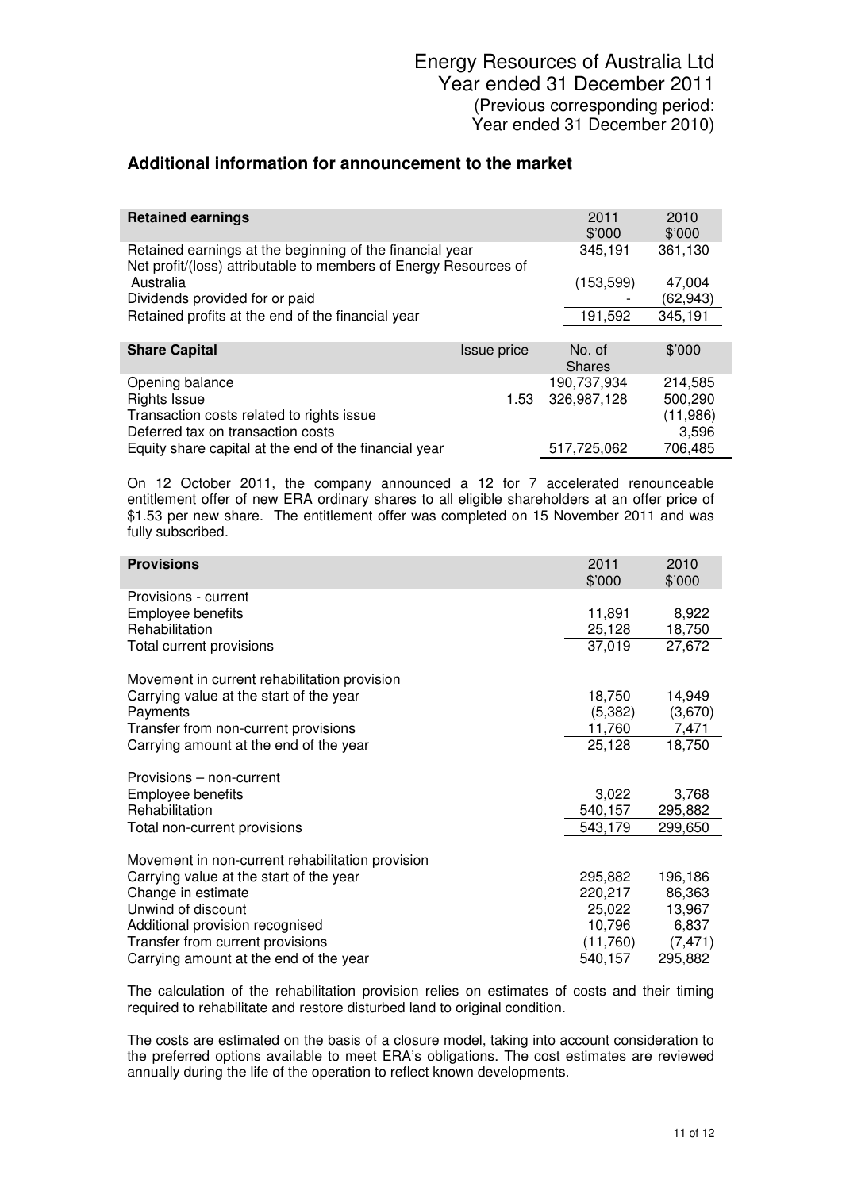Energy Resources of Australia Ltd
Year ended 31 December 2011
(Previous corresponding period:
Year ended 31 December 2010)

## Additional information for announcement to the market

| **Retained earnings** | 2011 $'000 | 2010 $'000 |
|---|---|---|
| Retained earnings at the beginning of the financial year | 345,191 | 361,130 |
| Net profit/(loss) attributable to members of Energy Resources of Australia | (153,599) | 47,004 |
| Dividends provided for or paid | - | (62,943) |
| Retained profits at the end of the financial year | 191,592 | 345,191 |

| **Share Capital** | Issue price | No. of Shares | $'000 |
|---|---|---|---|
| Opening balance | | 190,737,934 | 214,585 |
| Rights Issue | 1.53 | 326,987,128 | 500,290 |
| Transaction costs related to rights issue | | | (11,986) |
| Deferred tax on transaction costs | | | 3,596 |
| Equity share capital at the end of the financial year | | 517,725,062 | 706,485 |

On 12 October 2011, the company announced a 12 for 7 accelerated renounceable entitlement offer of new ERA ordinary shares to all eligible shareholders at an offer price of $1.53 per new share. The entitlement offer was completed on 15 November 2011 and was fully subscribed.

| **Provisions** | 2011 $'000 | 2010 $'000 |
|---|---|---|
| Provisions - current | | |
| Employee benefits | 11,891 | 8,922 |
| Rehabilitation | 25,128 | 18,750 |
| Total current provisions | 37,019 | 27,672 |
| | | |
| Movement in current rehabilitation provision | | |
| Carrying value at the start of the year | 18,750 | 14,949 |
| Payments | (5,382) | (3,670) |
| Transfer from non-current provisions | 11,760 | 7,471 |
| Carrying amount at the end of the year | 25,128 | 18,750 |
| | | |
| Provisions – non-current | | |
| Employee benefits | 3,022 | 3,768 |
| Rehabilitation | 540,157 | 295,882 |
| Total non-current provisions | 543,179 | 299,650 |
| | | |
| Movement in non-current rehabilitation provision | | |
| Carrying value at the start of the year | 295,882 | 196,186 |
| Change in estimate | 220,217 | 86,363 |
| Unwind of discount | 25,022 | 13,967 |
| Additional provision recognised | 10,796 | 6,837 |
| Transfer from current provisions | (11,760) | (7,471) |
| Carrying amount at the end of the year | 540,157 | 295,882 |

The calculation of the rehabilitation provision relies on estimates of costs and their timing required to rehabilitate and restore disturbed land to original condition.

The costs are estimated on the basis of a closure model, taking into account consideration to the preferred options available to meet ERA's obligations. The cost estimates are reviewed annually during the life of the operation to reflect known developments.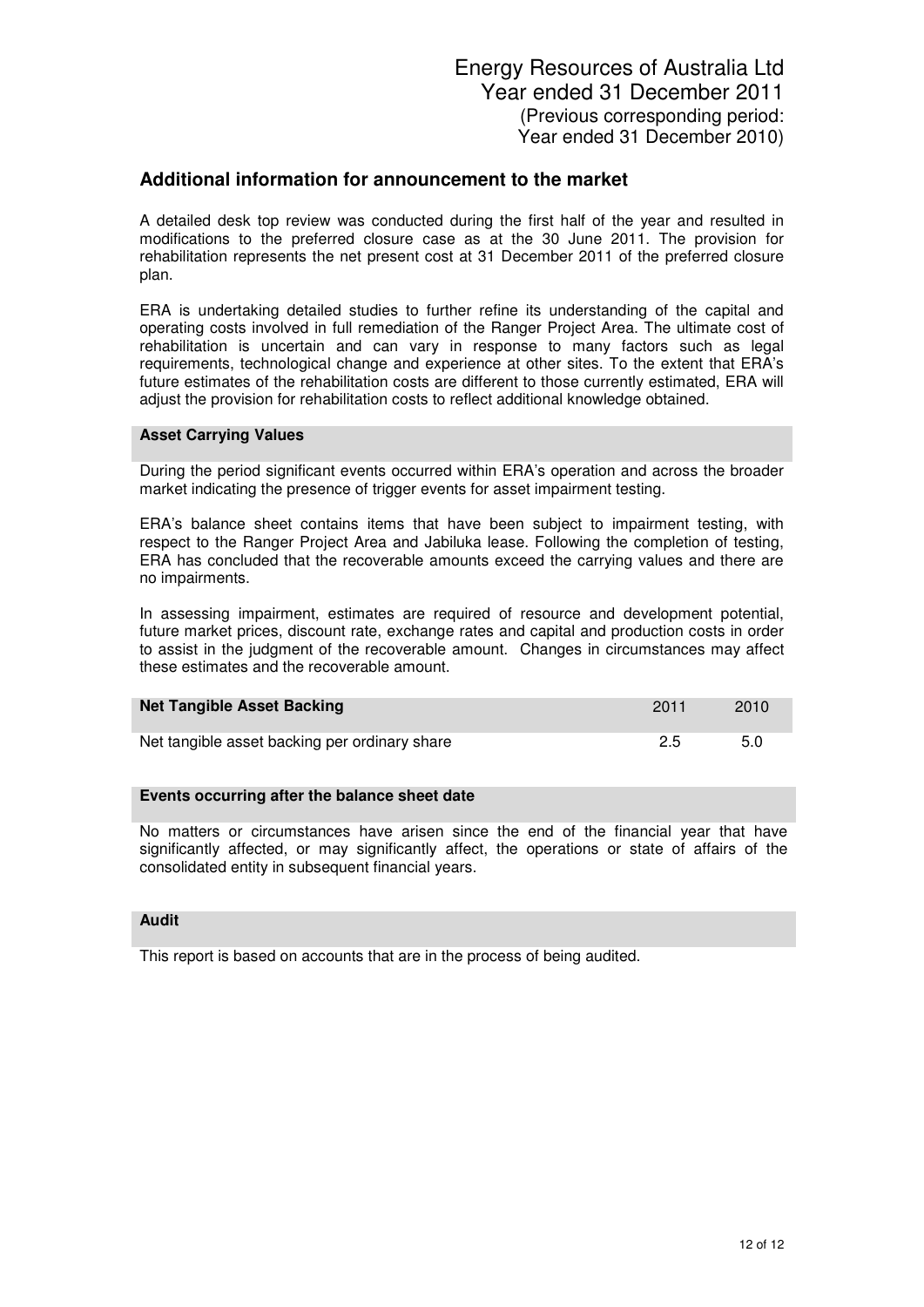# Energy Resources of Australia Ltd
## Year ended 31 December 2011
(Previous corresponding period:
Year ended 31 December 2010)

## Additional information for announcement to the market

A detailed desk top review was conducted during the first half of the year and resulted in modifications to the preferred closure case as at the 30 June 2011. The provision for rehabilitation represents the net present cost at 31 December 2011 of the preferred closure plan.

ERA is undertaking detailed studies to further refine its understanding of the capital and operating costs involved in full remediation of the Ranger Project Area. The ultimate cost of rehabilitation is uncertain and can vary in response to many factors such as legal requirements, technological change and experience at other sites. To the extent that ERA's future estimates of the rehabilitation costs are different to those currently estimated, ERA will adjust the provision for rehabilitation costs to reflect additional knowledge obtained.

### Asset Carrying Values

During the period significant events occurred within ERA's operation and across the broader market indicating the presence of trigger events for asset impairment testing.

ERA's balance sheet contains items that have been subject to impairment testing, with respect to the Ranger Project Area and Jabiluka lease. Following the completion of testing, ERA has concluded that the recoverable amounts exceed the carrying values and there are no impairments.

In assessing impairment, estimates are required of resource and development potential, future market prices, discount rate, exchange rates and capital and production costs in order to assist in the judgment of the recoverable amount. Changes in circumstances may affect these estimates and the recoverable amount.

| Net Tangible Asset Backing | 2011 | 2010 |
|---|---|---|
| Net tangible asset backing per ordinary share | 2.5 | 5.0 |

### Events occurring after the balance sheet date

No matters or circumstances have arisen since the end of the financial year that have significantly affected, or may significantly affect, the operations or state of affairs of the consolidated entity in subsequent financial years.

### Audit

This report is based on accounts that are in the process of being audited.